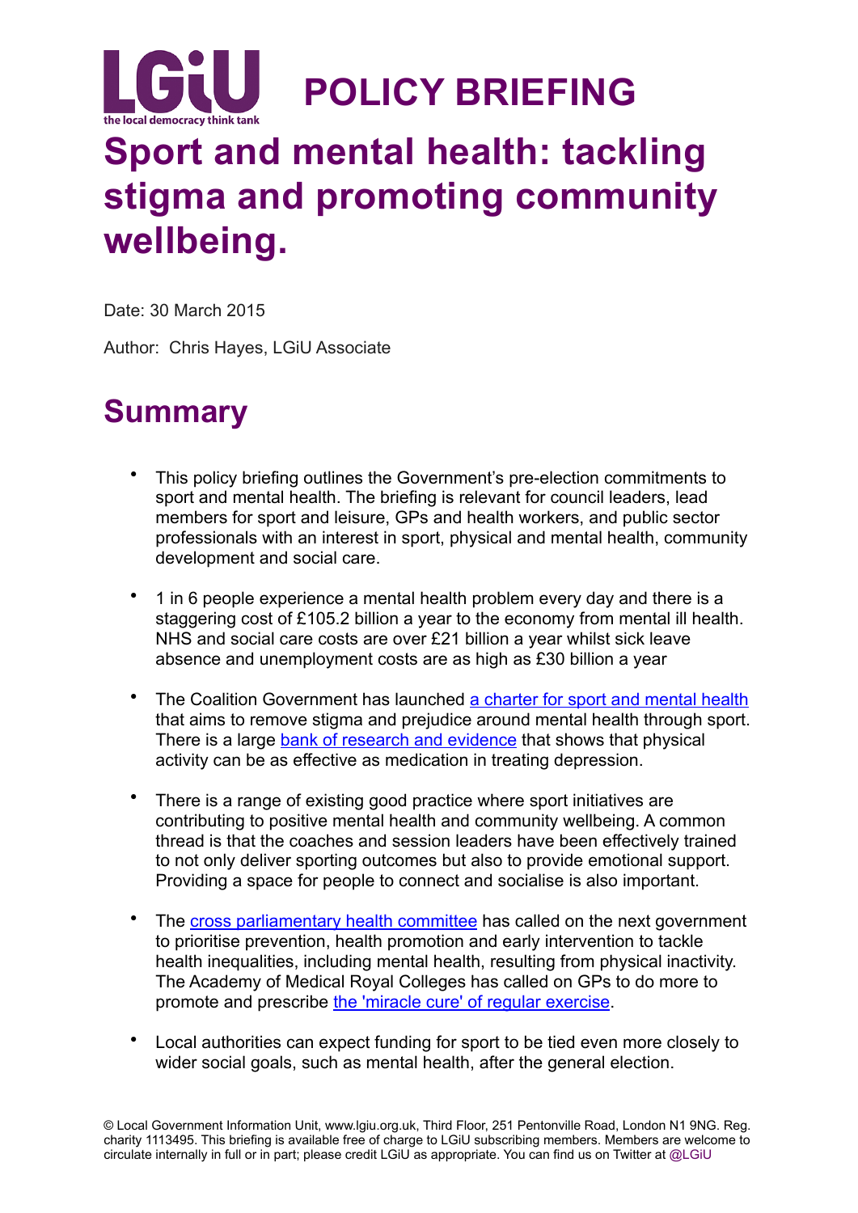LGiU the local democracy think tank

# POLICY BRIEFING

# Sport and mental health: tackling stigma and promoting community wellbeing.

Date: 30 March 2015

Author: Chris Hayes, LGiU Associate

## Summary

- This policy briefing outlines the Government's pre-election commitments to sport and mental health. The briefing is relevant for council leaders, lead members for sport and leisure, GPs and health workers, and public sector professionals with an interest in sport, physical and mental health, community development and social care.
- 1 in 6 people experience a mental health problem every day and there is a staggering cost of £105.2 billion a year to the economy from mental ill health. NHS and social care costs are over £21 billion a year whilst sick leave absence and unemployment costs are as high as £30 billion a year
- The Coalition Government has launched a charter for sport and mental health that aims to remove stigma and prejudice around mental health through sport. There is a large bank of research and evidence that shows that physical activity can be as effective as medication in treating depression.
- There is a range of existing good practice where sport initiatives are contributing to positive mental health and community wellbeing. A common thread is that the coaches and session leaders have been effectively trained to not only deliver sporting outcomes but also to provide emotional support. Providing a space for people to connect and socialise is also important.
- The cross parliamentary health committee has called on the next government to prioritise prevention, health promotion and early intervention to tackle health inequalities, including mental health, resulting from physical inactivity. The Academy of Medical Royal Colleges has called on GPs to do more to promote and prescribe the 'miracle cure' of regular exercise.
- Local authorities can expect funding for sport to be tied even more closely to wider social goals, such as mental health, after the general election.

© Local Government Information Unit, www.lgiu.org.uk, Third Floor, 251 Pentonville Road, London N1 9NG. Reg. charity 1113495. This briefing is available free of charge to LGiU subscribing members. Members are welcome to circulate internally in full or in part; please credit LGiU as appropriate. You can find us on Twitter at @LGiU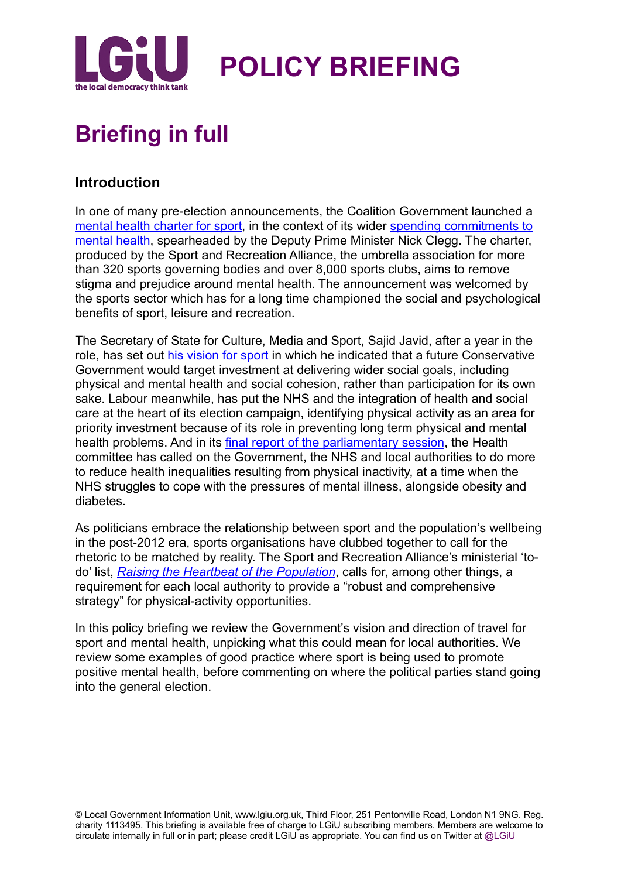# Briefing in full

## Introduction

In one of many pre-election announcements, the Coalition Government launched a mental health charter for sport, in the context of its wider spending commitments to mental health, spearheaded by the Deputy Prime Minister Nick Clegg. The charter, produced by the Sport and Recreation Alliance, the umbrella association for more than 320 sports governing bodies and over 8,000 sports clubs, aims to remove stigma and prejudice around mental health. The announcement was welcomed by the sports sector which has for a long time championed the social and psychological benefits of sport, leisure and recreation.

The Secretary of State for Culture, Media and Sport, Sajid Javid, after a year in the role, has set out his vision for sport in which he indicated that a future Conservative Government would target investment at delivering wider social goals, including physical and mental health and social cohesion, rather than participation for its own sake. Labour meanwhile, has put the NHS and the integration of health and social care at the heart of its election campaign, identifying physical activity as an area for priority investment because of its role in preventing long term physical and mental health problems. And in its final report of the parliamentary session, the Health committee has called on the Government, the NHS and local authorities to do more to reduce health inequalities resulting from physical inactivity, at a time when the NHS struggles to cope with the pressures of mental illness, alongside obesity and diabetes.

As politicians embrace the relationship between sport and the population's wellbeing in the post-2012 era, sports organisations have clubbed together to call for the rhetoric to be matched by reality. The Sport and Recreation Alliance's ministerial 'to-do' list, *Raising the Heartbeat of the Population*, calls for, among other things, a requirement for each local authority to provide a "robust and comprehensive strategy" for physical-activity opportunities.

In this policy briefing we review the Government's vision and direction of travel for sport and mental health, unpicking what this could mean for local authorities. We review some examples of good practice where sport is being used to promote positive mental health, before commenting on where the political parties stand going into the general election.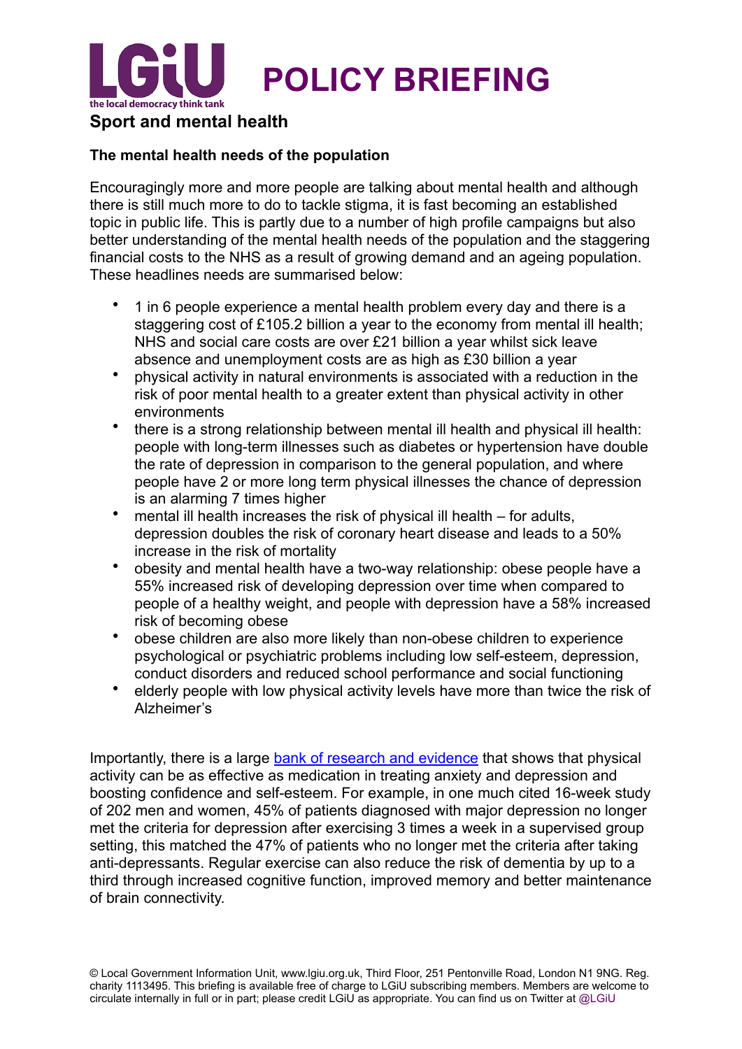## Sport and mental health

### The mental health needs of the population

Encouragingly more and more people are talking about mental health and although there is still much more to do to tackle stigma, it is fast becoming an established topic in public life. This is partly due to a number of high profile campaigns but also better understanding of the mental health needs of the population and the staggering financial costs to the NHS as a result of growing demand and an ageing population. These headlines needs are summarised below:

- 1 in 6 people experience a mental health problem every day and there is a staggering cost of £105.2 billion a year to the economy from mental ill health; NHS and social care costs are over £21 billion a year whilst sick leave absence and unemployment costs are as high as £30 billion a year
- physical activity in natural environments is associated with a reduction in the risk of poor mental health to a greater extent than physical activity in other environments
- there is a strong relationship between mental ill health and physical ill health: people with long-term illnesses such as diabetes or hypertension have double the rate of depression in comparison to the general population, and where people have 2 or more long term physical illnesses the chance of depression is an alarming 7 times higher
- mental ill health increases the risk of physical ill health – for adults, depression doubles the risk of coronary heart disease and leads to a 50% increase in the risk of mortality
- obesity and mental health have a two-way relationship: obese people have a 55% increased risk of developing depression over time when compared to people of a healthy weight, and people with depression have a 58% increased risk of becoming obese
- obese children are also more likely than non-obese children to experience psychological or psychiatric problems including low self-esteem, depression, conduct disorders and reduced school performance and social functioning
- elderly people with low physical activity levels have more than twice the risk of Alzheimer's

Importantly, there is a large bank of research and evidence that shows that physical activity can be as effective as medication in treating anxiety and depression and boosting confidence and self-esteem. For example, in one much cited 16-week study of 202 men and women, 45% of patients diagnosed with major depression no longer met the criteria for depression after exercising 3 times a week in a supervised group setting, this matched the 47% of patients who no longer met the criteria after taking anti-depressants. Regular exercise can also reduce the risk of dementia by up to a third through increased cognitive function, improved memory and better maintenance of brain connectivity.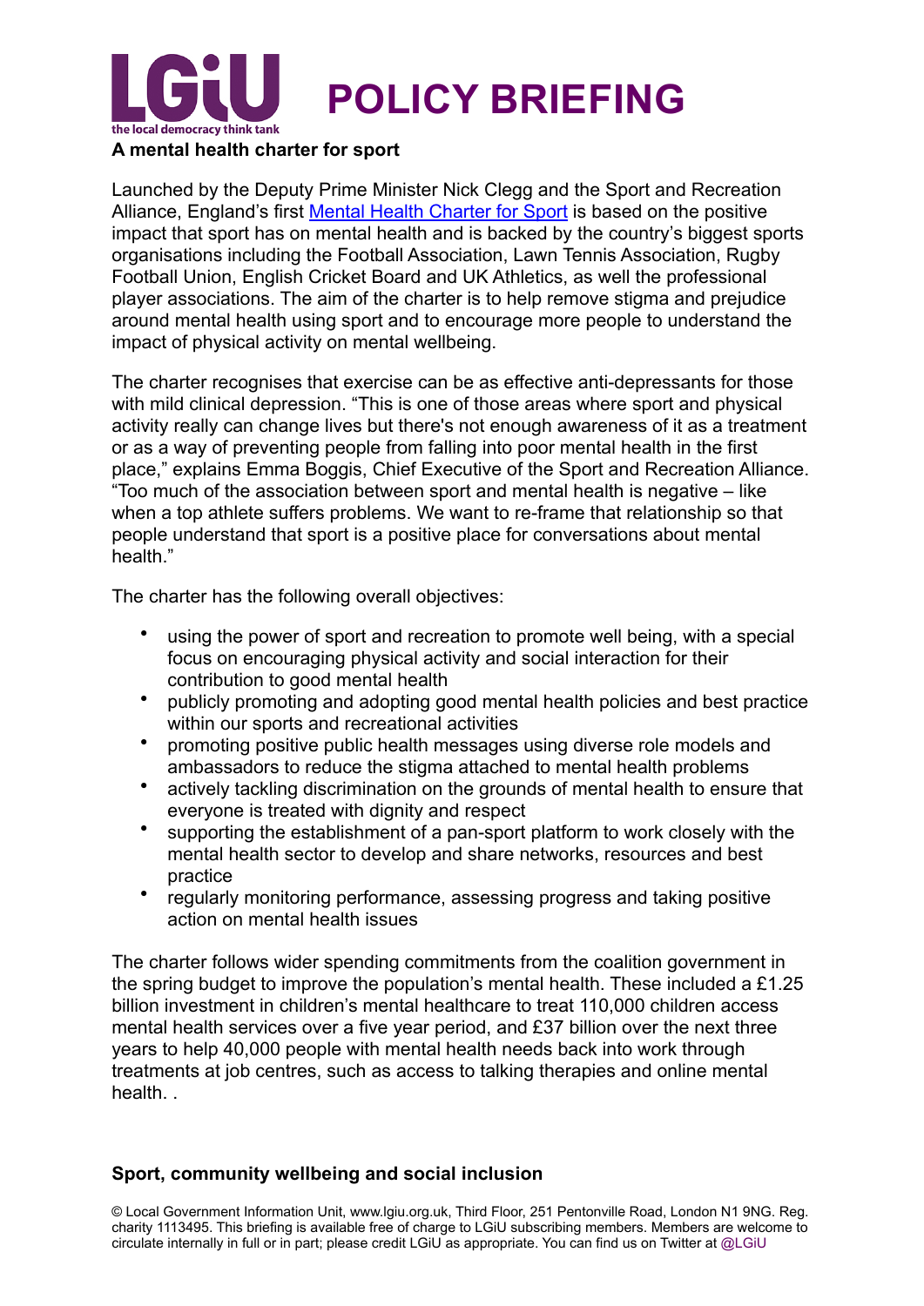**A mental health charter for sport**

Launched by the Deputy Prime Minister Nick Clegg and the Sport and Recreation Alliance, England's first [Mental Health Charter for Sport](#) is based on the positive impact that sport has on mental health and is backed by the country's biggest sports organisations including the Football Association, Lawn Tennis Association, Rugby Football Union, English Cricket Board and UK Athletics, as well the professional player associations. The aim of the charter is to help remove stigma and prejudice around mental health using sport and to encourage more people to understand the impact of physical activity on mental wellbeing.

The charter recognises that exercise can be as effective anti-depressants for those with mild clinical depression. "This is one of those areas where sport and physical activity really can change lives but there's not enough awareness of it as a treatment or as a way of preventing people from falling into poor mental health in the first place," explains Emma Boggis, Chief Executive of the Sport and Recreation Alliance. "Too much of the association between sport and mental health is negative – like when a top athlete suffers problems. We want to re-frame that relationship so that people understand that sport is a positive place for conversations about mental health."

The charter has the following overall objectives:

- using the power of sport and recreation to promote well being, with a special focus on encouraging physical activity and social interaction for their contribution to good mental health
- publicly promoting and adopting good mental health policies and best practice within our sports and recreational activities
- promoting positive public health messages using diverse role models and ambassadors to reduce the stigma attached to mental health problems
- actively tackling discrimination on the grounds of mental health to ensure that everyone is treated with dignity and respect
- supporting the establishment of a pan-sport platform to work closely with the mental health sector to develop and share networks, resources and best practice
- regularly monitoring performance, assessing progress and taking positive action on mental health issues

The charter follows wider spending commitments from the coalition government in the spring budget to improve the population's mental health. These included a £1.25 billion investment in children's mental healthcare to treat 110,000 children access mental health services over a five year period, and £37 billion over the next three years to help 40,000 people with mental health needs back into work through treatments at job centres, such as access to talking therapies and online mental health. .

**Sport, community wellbeing and social inclusion**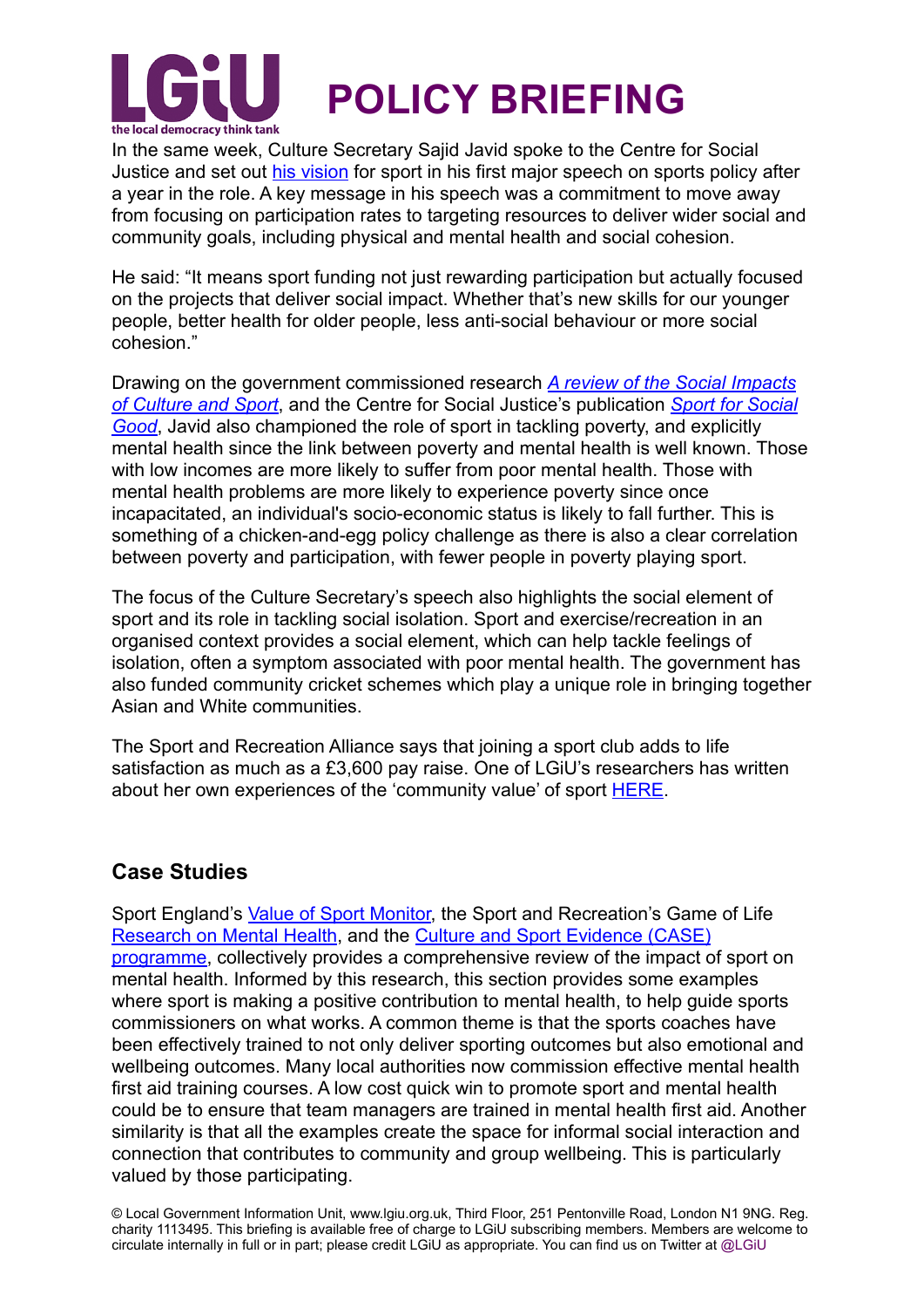In the same week, Culture Secretary Sajid Javid spoke to the Centre for Social Justice and set out [his vision]() for sport in his first major speech on sports policy after a year in the role. A key message in his speech was a commitment to move away from focusing on participation rates to targeting resources to deliver wider social and community goals, including physical and mental health and social cohesion.

He said: "It means sport funding not just rewarding participation but actually focused on the projects that deliver social impact. Whether that's new skills for our younger people, better health for older people, less anti-social behaviour or more social cohesion."

Drawing on the government commissioned research *A review of the Social Impacts of Culture and Sport*, and the Centre for Social Justice's publication *Sport for Social Good*, Javid also championed the role of sport in tackling poverty, and explicitly mental health since the link between poverty and mental health is well known. Those with low incomes are more likely to suffer from poor mental health. Those with mental health problems are more likely to experience poverty since once incapacitated, an individual's socio-economic status is likely to fall further. This is something of a chicken-and-egg policy challenge as there is also a clear correlation between poverty and participation, with fewer people in poverty playing sport.

The focus of the Culture Secretary's speech also highlights the social element of sport and its role in tackling social isolation. Sport and exercise/recreation in an organised context provides a social element, which can help tackle feelings of isolation, often a symptom associated with poor mental health. The government has also funded community cricket schemes which play a unique role in bringing together Asian and White communities.

The Sport and Recreation Alliance says that joining a sport club adds to life satisfaction as much as a £3,600 pay raise. One of LGiU's researchers has written about her own experiences of the 'community value' of sport HERE.

## Case Studies

Sport England's Value of Sport Monitor, the Sport and Recreation's Game of Life Research on Mental Health, and the Culture and Sport Evidence (CASE) programme, collectively provides a comprehensive review of the impact of sport on mental health. Informed by this research, this section provides some examples where sport is making a positive contribution to mental health, to help guide sports commissioners on what works. A common theme is that the sports coaches have been effectively trained to not only deliver sporting outcomes but also emotional and wellbeing outcomes. Many local authorities now commission effective mental health first aid training courses. A low cost quick win to promote sport and mental health could be to ensure that team managers are trained in mental health first aid. Another similarity is that all the examples create the space for informal social interaction and connection that contributes to community and group wellbeing. This is particularly valued by those participating.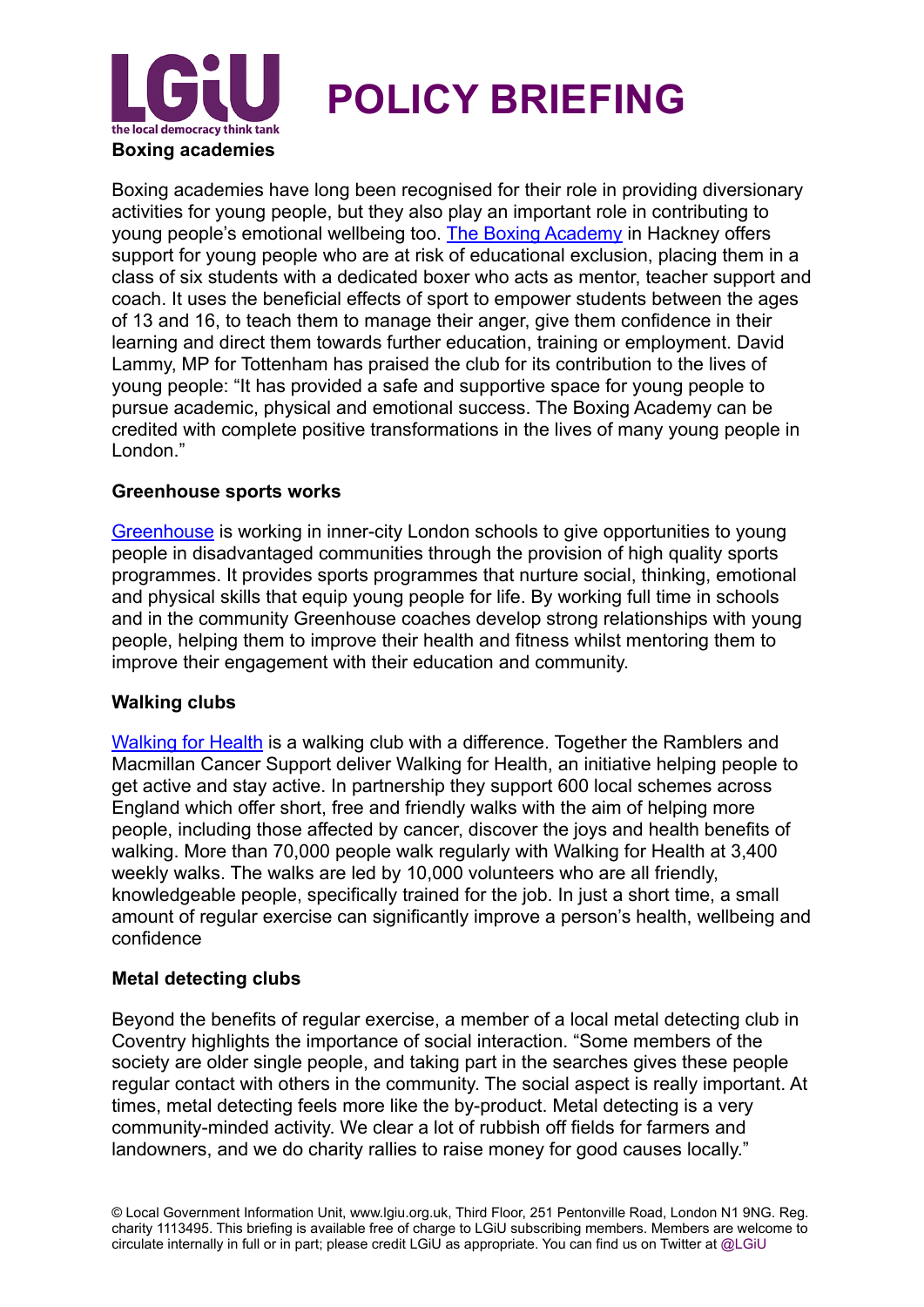### Boxing academies

Boxing academies have long been recognised for their role in providing diversionary activities for young people, but they also play an important role in contributing to young people's emotional wellbeing too. The Boxing Academy in Hackney offers support for young people who are at risk of educational exclusion, placing them in a class of six students with a dedicated boxer who acts as mentor, teacher support and coach. It uses the beneficial effects of sport to empower students between the ages of 13 and 16, to teach them to manage their anger, give them confidence in their learning and direct them towards further education, training or employment. David Lammy, MP for Tottenham has praised the club for its contribution to the lives of young people: "It has provided a safe and supportive space for young people to pursue academic, physical and emotional success. The Boxing Academy can be credited with complete positive transformations in the lives of many young people in London."

### Greenhouse sports works

Greenhouse is working in inner-city London schools to give opportunities to young people in disadvantaged communities through the provision of high quality sports programmes. It provides sports programmes that nurture social, thinking, emotional and physical skills that equip young people for life. By working full time in schools and in the community Greenhouse coaches develop strong relationships with young people, helping them to improve their health and fitness whilst mentoring them to improve their engagement with their education and community.

### Walking clubs

Walking for Health is a walking club with a difference. Together the Ramblers and Macmillan Cancer Support deliver Walking for Health, an initiative helping people to get active and stay active. In partnership they support 600 local schemes across England which offer short, free and friendly walks with the aim of helping more people, including those affected by cancer, discover the joys and health benefits of walking. More than 70,000 people walk regularly with Walking for Health at 3,400 weekly walks. The walks are led by 10,000 volunteers who are all friendly, knowledgeable people, specifically trained for the job. In just a short time, a small amount of regular exercise can significantly improve a person's health, wellbeing and confidence

### Metal detecting clubs

Beyond the benefits of regular exercise, a member of a local metal detecting club in Coventry highlights the importance of social interaction. "Some members of the society are older single people, and taking part in the searches gives these people regular contact with others in the community. The social aspect is really important. At times, metal detecting feels more like the by-product. Metal detecting is a very community-minded activity. We clear a lot of rubbish off fields for farmers and landowners, and we do charity rallies to raise money for good causes locally."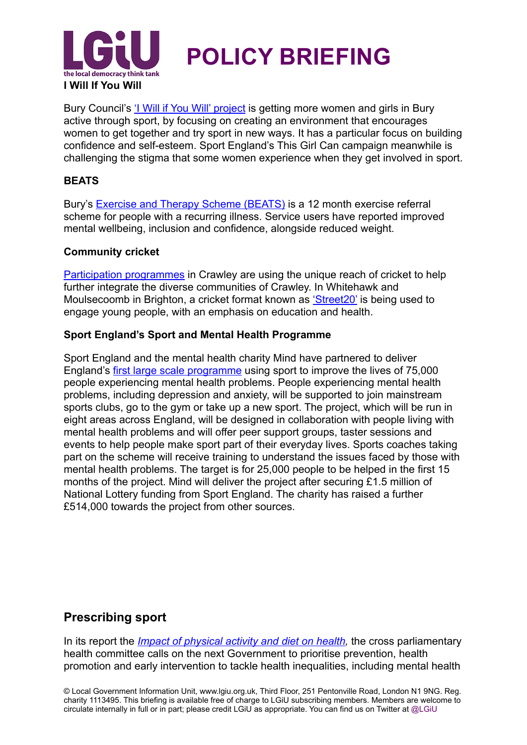**I Will If You Will**

Bury Council's 'I Will if You Will' project is getting more women and girls in Bury active through sport, by focusing on creating an environment that encourages women to get together and try sport in new ways. It has a particular focus on building confidence and self-esteem. Sport England's This Girl Can campaign meanwhile is challenging the stigma that some women experience when they get involved in sport.

**BEATS**

Bury's Exercise and Therapy Scheme (BEATS) is a 12 month exercise referral scheme for people with a recurring illness. Service users have reported improved mental wellbeing, inclusion and confidence, alongside reduced weight.

**Community cricket**

Participation programmes in Crawley are using the unique reach of cricket to help further integrate the diverse communities of Crawley. In Whitehawk and Moulsecoomb in Brighton, a cricket format known as 'Street20' is being used to engage young people, with an emphasis on education and health.

**Sport England's Sport and Mental Health Programme**

Sport England and the mental health charity Mind have partnered to deliver England's first large scale programme using sport to improve the lives of 75,000 people experiencing mental health problems. People experiencing mental health problems, including depression and anxiety, will be supported to join mainstream sports clubs, go to the gym or take up a new sport. The project, which will be run in eight areas across England, will be designed in collaboration with people living with mental health problems and will offer peer support groups, taster sessions and events to help people make sport part of their everyday lives. Sports coaches taking part on the scheme will receive training to understand the issues faced by those with mental health problems. The target is for 25,000 people to be helped in the first 15 months of the project. Mind will deliver the project after securing £1.5 million of National Lottery funding from Sport England. The charity has raised a further £514,000 towards the project from other sources.

## Prescribing sport

In its report the *Impact of physical activity and diet on health*, the cross parliamentary health committee calls on the next Government to prioritise prevention, health promotion and early intervention to tackle health inequalities, including mental health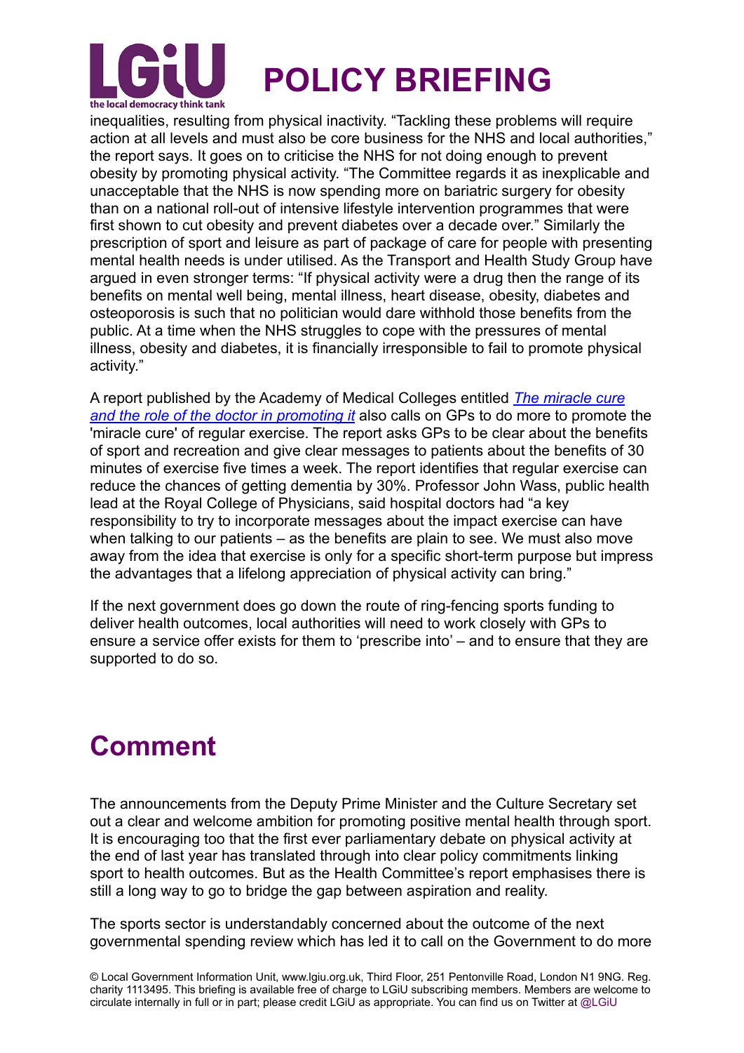inequalities, resulting from physical inactivity. "Tackling these problems will require action at all levels and must also be core business for the NHS and local authorities," the report says. It goes on to criticise the NHS for not doing enough to prevent obesity by promoting physical activity. "The Committee regards it as inexplicable and unacceptable that the NHS is now spending more on bariatric surgery for obesity than on a national roll-out of intensive lifestyle intervention programmes that were first shown to cut obesity and prevent diabetes over a decade over." Similarly the prescription of sport and leisure as part of package of care for people with presenting mental health needs is under utilised. As the Transport and Health Study Group have argued in even stronger terms: "If physical activity were a drug then the range of its benefits on mental well being, mental illness, heart disease, obesity, diabetes and osteoporosis is such that no politician would dare withhold those benefits from the public. At a time when the NHS struggles to cope with the pressures of mental illness, obesity and diabetes, it is financially irresponsible to fail to promote physical activity."

A report published by the Academy of Medical Colleges entitled *The miracle cure and the role of the doctor in promoting it* also calls on GPs to do more to promote the 'miracle cure' of regular exercise. The report asks GPs to be clear about the benefits of sport and recreation and give clear messages to patients about the benefits of 30 minutes of exercise five times a week. The report identifies that regular exercise can reduce the chances of getting dementia by 30%. Professor John Wass, public health lead at the Royal College of Physicians, said hospital doctors had "a key responsibility to try to incorporate messages about the impact exercise can have when talking to our patients – as the benefits are plain to see. We must also move away from the idea that exercise is only for a specific short-term purpose but impress the advantages that a lifelong appreciation of physical activity can bring."

If the next government does go down the route of ring-fencing sports funding to deliver health outcomes, local authorities will need to work closely with GPs to ensure a service offer exists for them to 'prescribe into' – and to ensure that they are supported to do so.

# Comment

The announcements from the Deputy Prime Minister and the Culture Secretary set out a clear and welcome ambition for promoting positive mental health through sport. It is encouraging too that the first ever parliamentary debate on physical activity at the end of last year has translated through into clear policy commitments linking sport to health outcomes. But as the Health Committee's report emphasises there is still a long way to go to bridge the gap between aspiration and reality.

The sports sector is understandably concerned about the outcome of the next governmental spending review which has led it to call on the Government to do more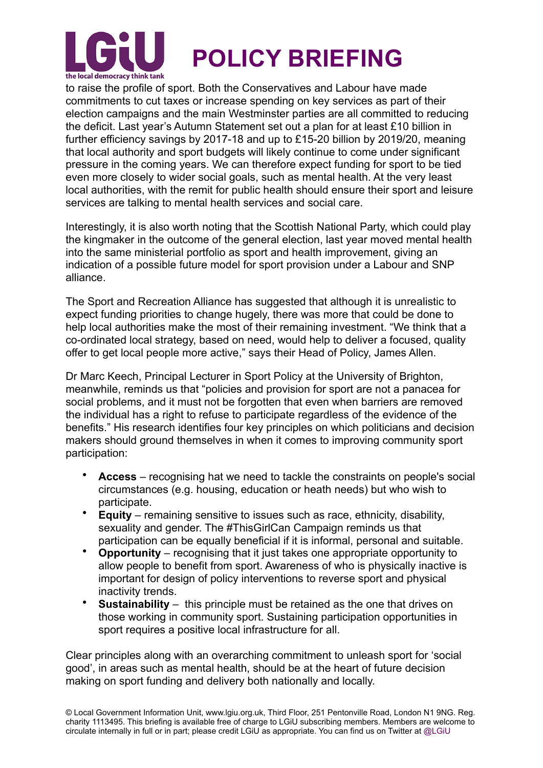to raise the profile of sport. Both the Conservatives and Labour have made commitments to cut taxes or increase spending on key services as part of their election campaigns and the main Westminster parties are all committed to reducing the deficit. Last year's Autumn Statement set out a plan for at least £10 billion in further efficiency savings by 2017-18 and up to £15-20 billion by 2019/20, meaning that local authority and sport budgets will likely continue to come under significant pressure in the coming years. We can therefore expect funding for sport to be tied even more closely to wider social goals, such as mental health. At the very least local authorities, with the remit for public health should ensure their sport and leisure services are talking to mental health services and social care.

Interestingly, it is also worth noting that the Scottish National Party, which could play the kingmaker in the outcome of the general election, last year moved mental health into the same ministerial portfolio as sport and health improvement, giving an indication of a possible future model for sport provision under a Labour and SNP alliance.

The Sport and Recreation Alliance has suggested that although it is unrealistic to expect funding priorities to change hugely, there was more that could be done to help local authorities make the most of their remaining investment. "We think that a co-ordinated local strategy, based on need, would help to deliver a focused, quality offer to get local people more active," says their Head of Policy, James Allen.

Dr Marc Keech, Principal Lecturer in Sport Policy at the University of Brighton, meanwhile, reminds us that "policies and provision for sport are not a panacea for social problems, and it must not be forgotten that even when barriers are removed the individual has a right to refuse to participate regardless of the evidence of the benefits." His research identifies four key principles on which politicians and decision makers should ground themselves in when it comes to improving community sport participation:

- **Access** – recognising hat we need to tackle the constraints on people's social circumstances (e.g. housing, education or heath needs) but who wish to participate.
- **Equity** – remaining sensitive to issues such as race, ethnicity, disability, sexuality and gender. The #ThisGirlCan Campaign reminds us that participation can be equally beneficial if it is informal, personal and suitable.
- **Opportunity** – recognising that it just takes one appropriate opportunity to allow people to benefit from sport. Awareness of who is physically inactive is important for design of policy interventions to reverse sport and physical inactivity trends.
- **Sustainability** – this principle must be retained as the one that drives on those working in community sport. Sustaining participation opportunities in sport requires a positive local infrastructure for all.

Clear principles along with an overarching commitment to unleash sport for 'social good', in areas such as mental health, should be at the heart of future decision making on sport funding and delivery both nationally and locally.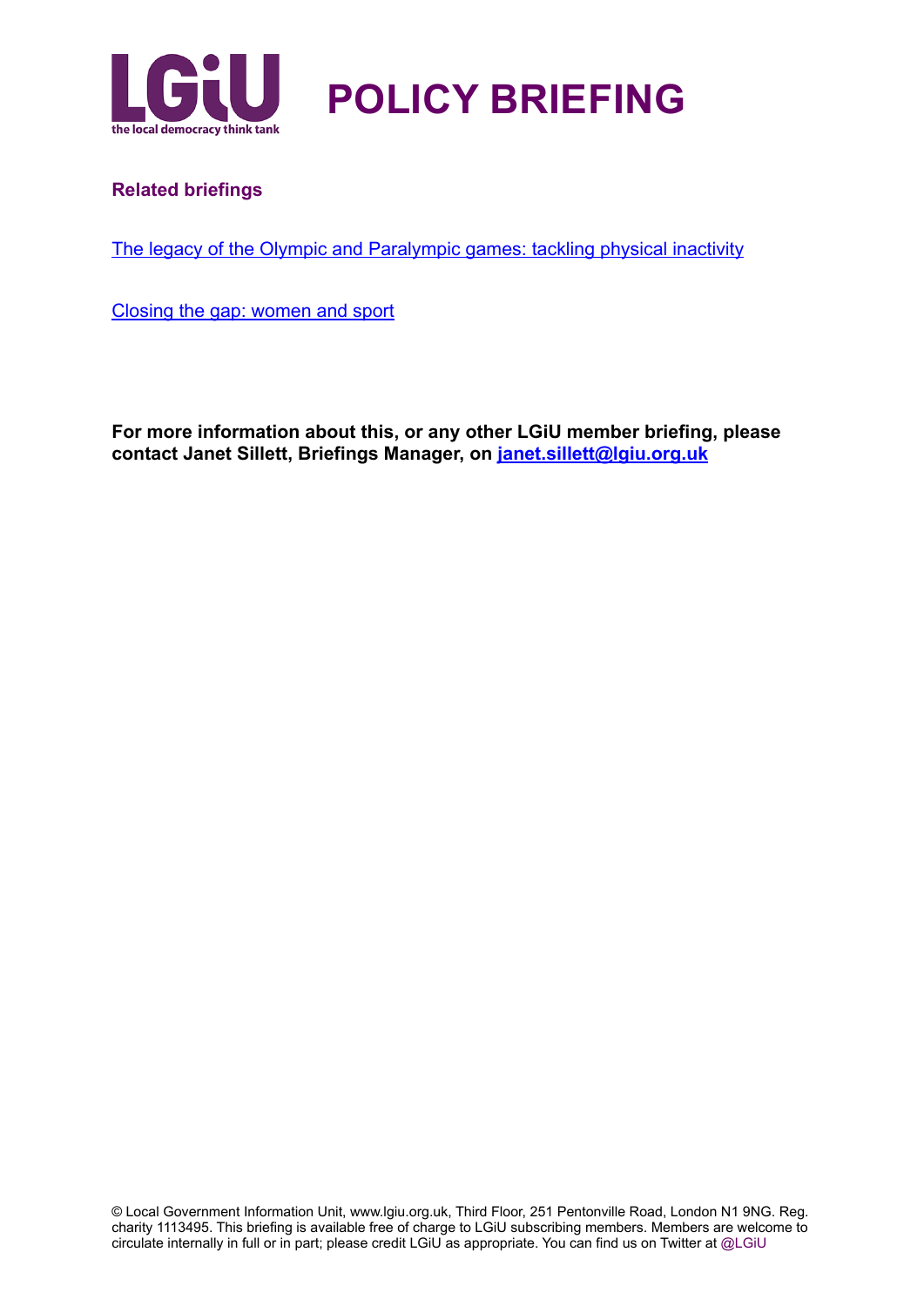# POLICY BRIEFING

### Related briefings

The legacy of the Olympic and Paralympic games: tackling physical inactivity

Closing the gap: women and sport

**For more information about this, or any other LGiU member briefing, please contact Janet Sillett, Briefings Manager, on janet.sillett@lgiu.org.uk**

© Local Government Information Unit, www.lgiu.org.uk, Third Floor, 251 Pentonville Road, London N1 9NG. Reg. charity 1113495. This briefing is available free of charge to LGiU subscribing members. Members are welcome to circulate internally in full or in part; please credit LGiU as appropriate. You can find us on Twitter at @LGiU